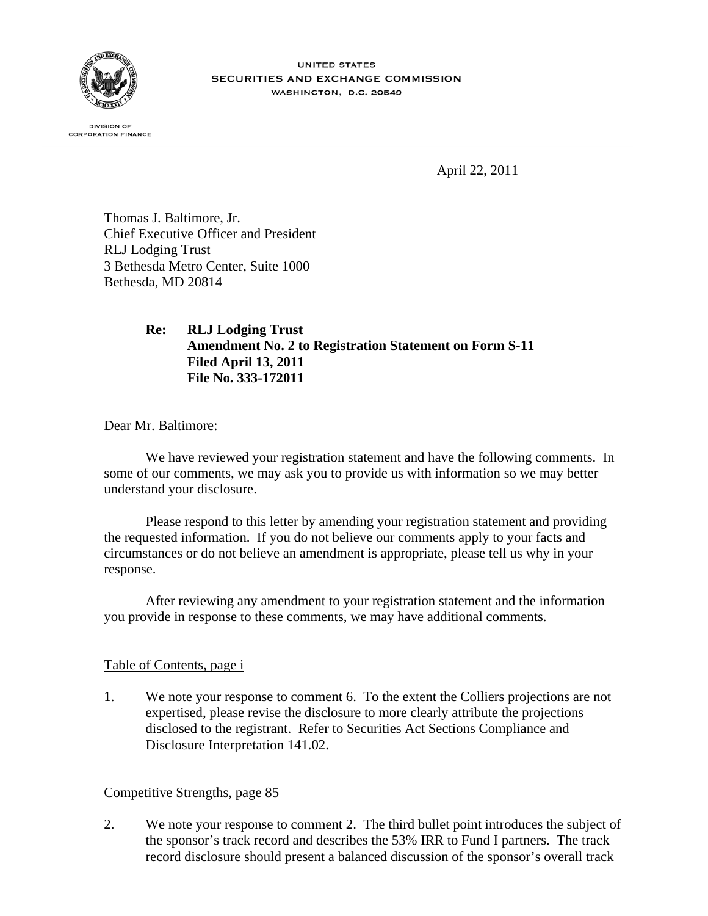UNITED STATES
SECURITIES AND EXCHANGE COMMISSION
WASHINGTON, D.C. 20549

DIVISION OF
CORPORATION FINANCE

April 22, 2011

Thomas J. Baltimore, Jr.
Chief Executive Officer and President
RLJ Lodging Trust
3 Bethesda Metro Center, Suite 1000
Bethesda, MD 20814

> **Re: RLJ Lodging Trust**
> **Amendment No. 2 to Registration Statement on Form S-11**
> **Filed April 13, 2011**
> **File No. 333-172011**

Dear Mr. Baltimore:

We have reviewed your registration statement and have the following comments. In some of our comments, we may ask you to provide us with information so we may better understand your disclosure.

Please respond to this letter by amending your registration statement and providing the requested information. If you do not believe our comments apply to your facts and circumstances or do not believe an amendment is appropriate, please tell us why in your response.

After reviewing any amendment to your registration statement and the information you provide in response to these comments, we may have additional comments.

Table of Contents, page i

1. We note your response to comment 6. To the extent the Colliers projections are not expertised, please revise the disclosure to more clearly attribute the projections disclosed to the registrant. Refer to Securities Act Sections Compliance and Disclosure Interpretation 141.02.

Competitive Strengths, page 85

2. We note your response to comment 2. The third bullet point introduces the subject of the sponsor's track record and describes the 53% IRR to Fund I partners. The track record disclosure should present a balanced discussion of the sponsor's overall track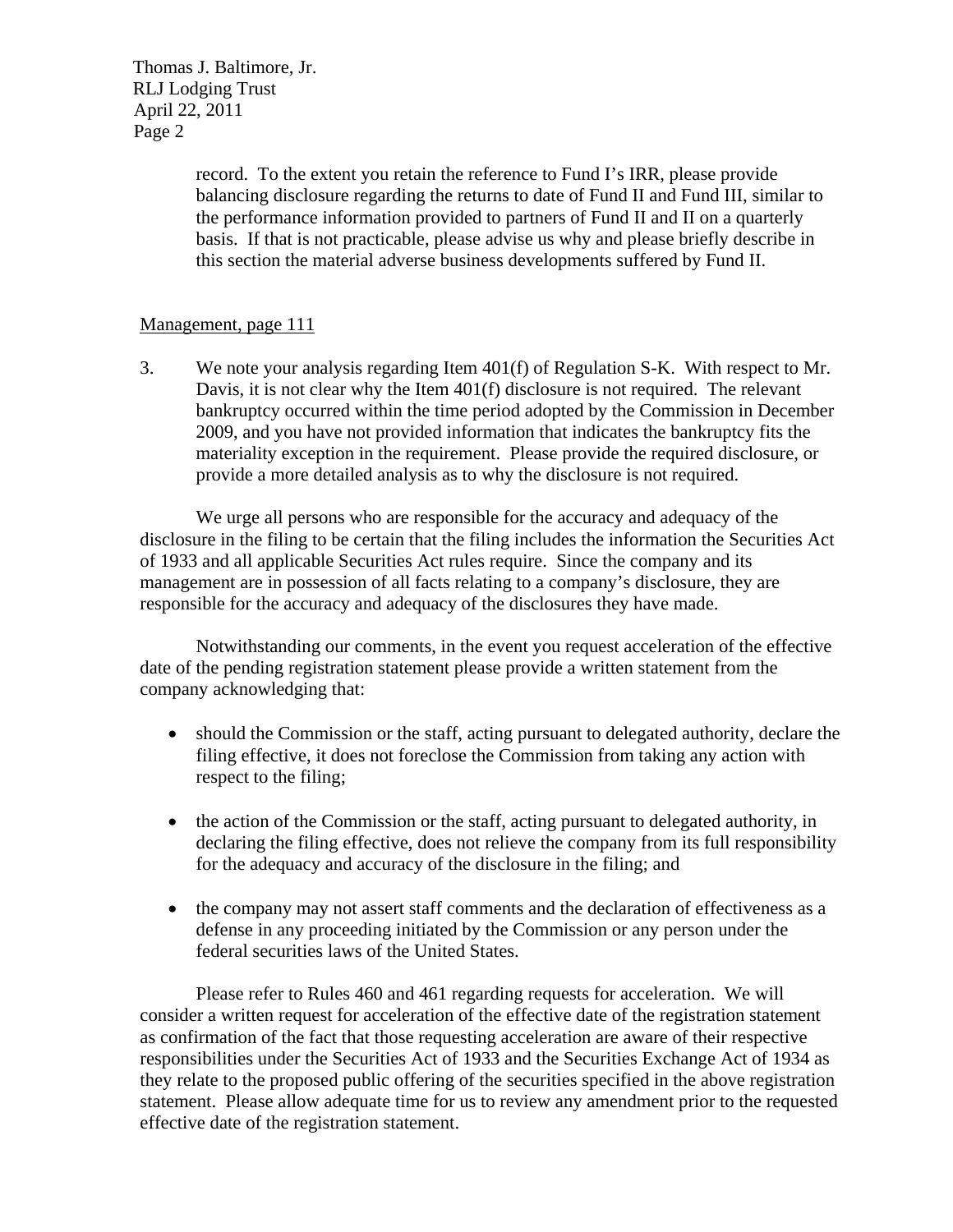record. To the extent you retain the reference to Fund I's IRR, please provide balancing disclosure regarding the returns to date of Fund II and Fund III, similar to the performance information provided to partners of Fund II and II on a quarterly basis. If that is not practicable, please advise us why and please briefly describe in this section the material adverse business developments suffered by Fund II.

Management, page 111

3. We note your analysis regarding Item 401(f) of Regulation S-K. With respect to Mr. Davis, it is not clear why the Item 401(f) disclosure is not required. The relevant bankruptcy occurred within the time period adopted by the Commission in December 2009, and you have not provided information that indicates the bankruptcy fits the materiality exception in the requirement. Please provide the required disclosure, or provide a more detailed analysis as to why the disclosure is not required.

We urge all persons who are responsible for the accuracy and adequacy of the disclosure in the filing to be certain that the filing includes the information the Securities Act of 1933 and all applicable Securities Act rules require. Since the company and its management are in possession of all facts relating to a company's disclosure, they are responsible for the accuracy and adequacy of the disclosures they have made.

Notwithstanding our comments, in the event you request acceleration of the effective date of the pending registration statement please provide a written statement from the company acknowledging that:

- should the Commission or the staff, acting pursuant to delegated authority, declare the filing effective, it does not foreclose the Commission from taking any action with respect to the filing;
- the action of the Commission or the staff, acting pursuant to delegated authority, in declaring the filing effective, does not relieve the company from its full responsibility for the adequacy and accuracy of the disclosure in the filing; and
- the company may not assert staff comments and the declaration of effectiveness as a defense in any proceeding initiated by the Commission or any person under the federal securities laws of the United States.

Please refer to Rules 460 and 461 regarding requests for acceleration. We will consider a written request for acceleration of the effective date of the registration statement as confirmation of the fact that those requesting acceleration are aware of their respective responsibilities under the Securities Act of 1933 and the Securities Exchange Act of 1934 as they relate to the proposed public offering of the securities specified in the above registration statement. Please allow adequate time for us to review any amendment prior to the requested effective date of the registration statement.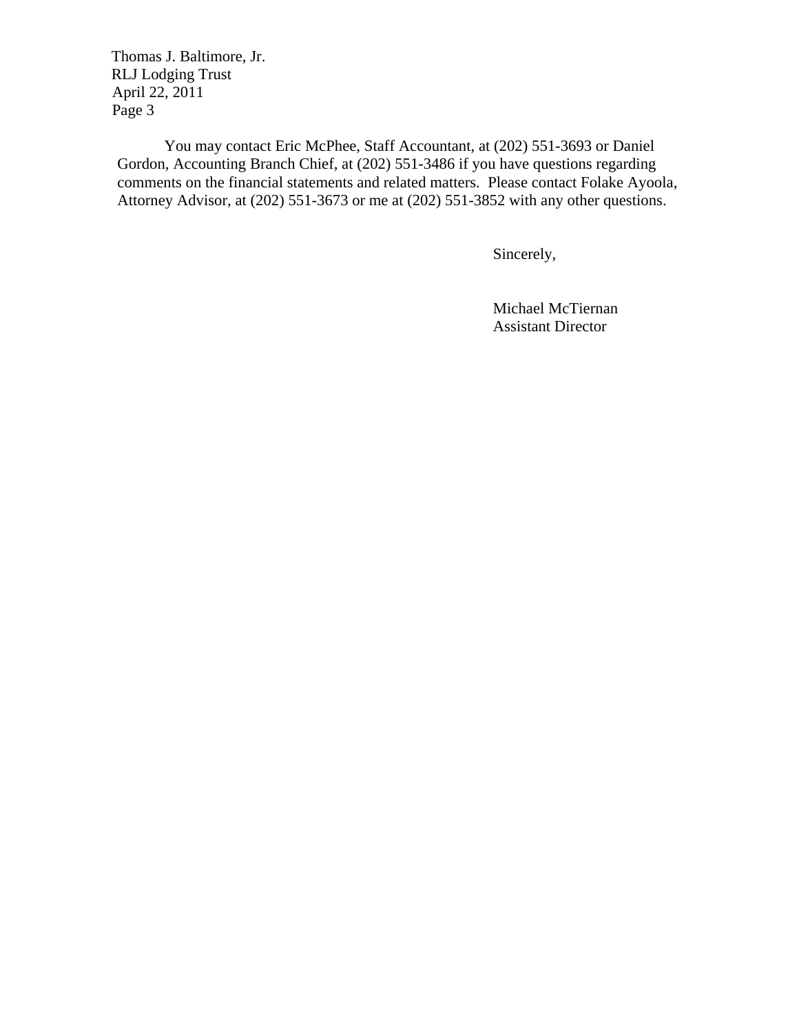You may contact Eric McPhee, Staff Accountant, at (202) 551-3693 or Daniel Gordon, Accounting Branch Chief, at (202) 551-3486 if you have questions regarding comments on the financial statements and related matters. Please contact Folake Ayoola, Attorney Advisor, at (202) 551-3673 or me at (202) 551-3852 with any other questions.

Sincerely,

Michael McTiernan
Assistant Director